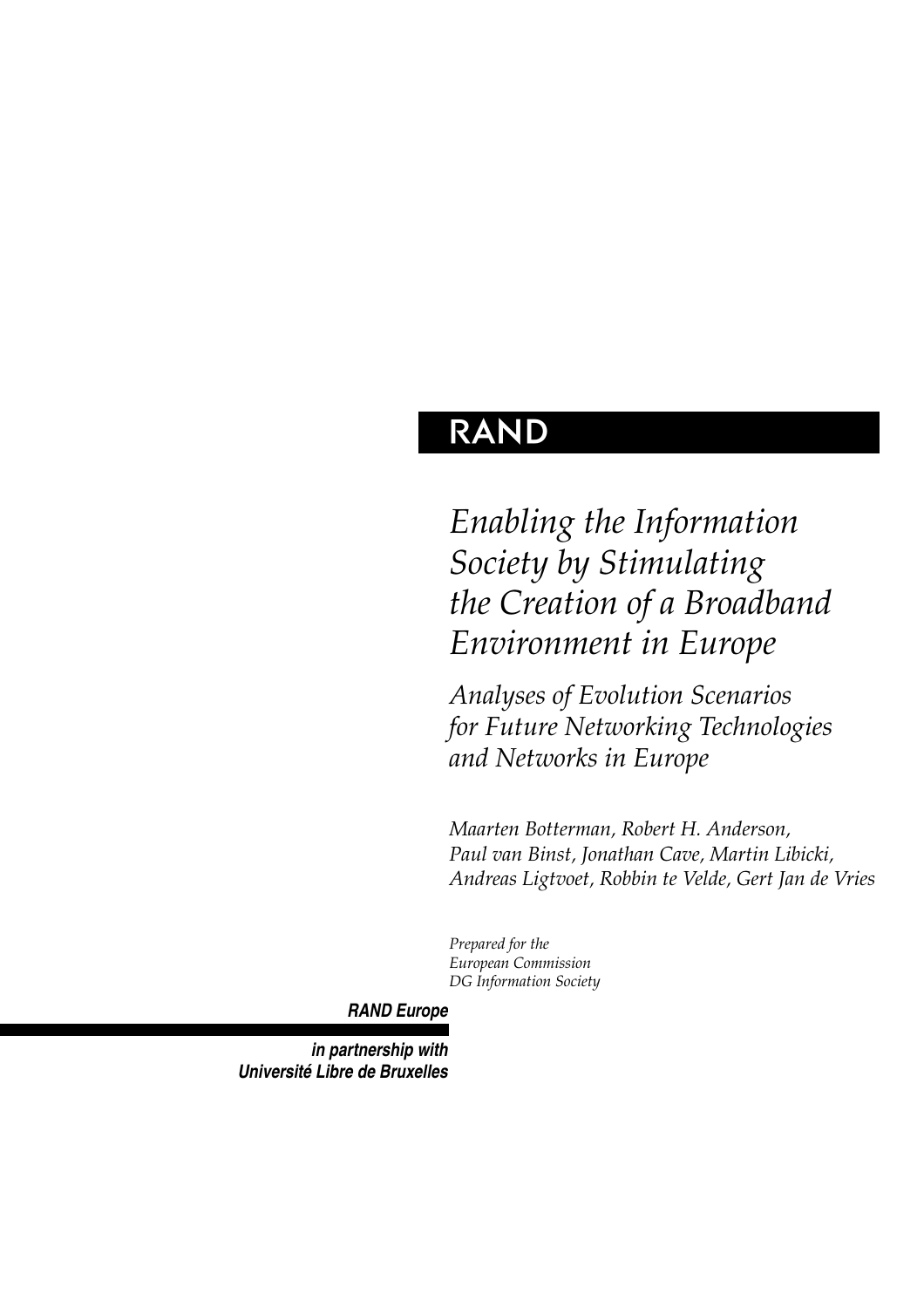# RAND

# *Enabling the Information Society by Stimulating the Creation of a Broadband Environment in Europe*

## *Analyses of Evolution Scenarios for Future Networking Technologies and Networks in Europe*

*Maarten Botterman, Robert H. Anderson, Paul van Binst, Jonathan Cave, Martin Libicki, Andreas Ligtvoet, Robbin te Velde, Gert Jan de Vries*

*Prepared for the European Commission DG Information Society*

***RAND Europe***

***in partnership with Université Libre de Bruxelles***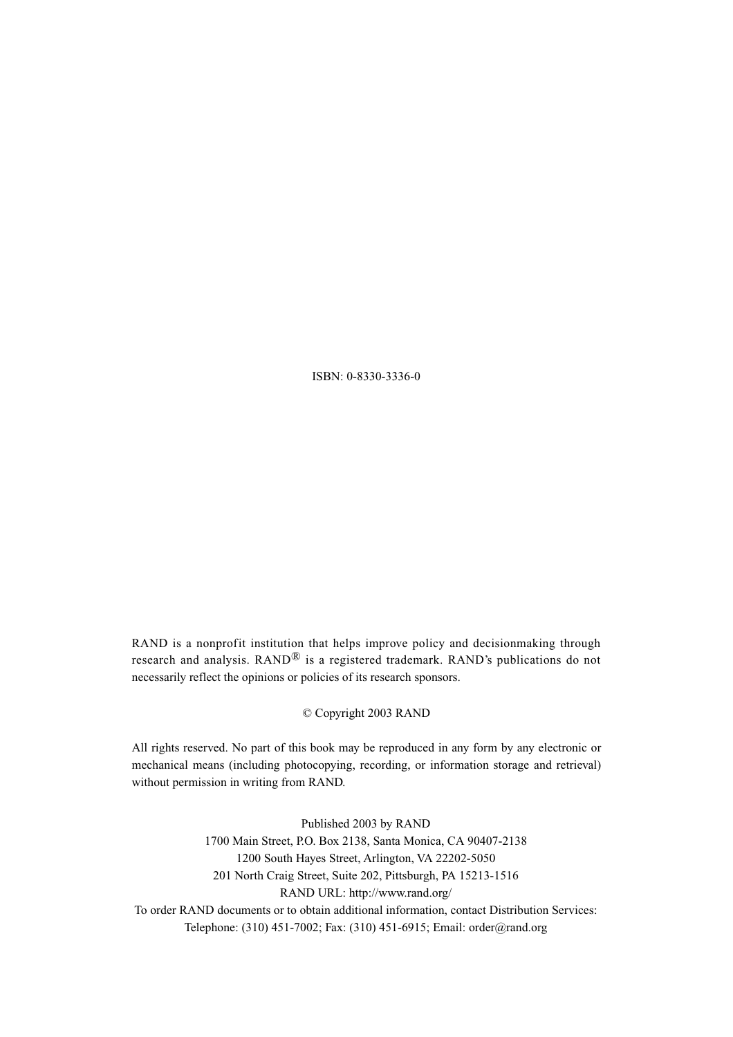ISBN: 0-8330-3336-0

RAND is a nonprofit institution that helps improve policy and decisionmaking through research and analysis. RAND® is a registered trademark. RAND's publications do not necessarily reflect the opinions or policies of its research sponsors.

© Copyright 2003 RAND

All rights reserved. No part of this book may be reproduced in any form by any electronic or mechanical means (including photocopying, recording, or information storage and retrieval) without permission in writing from RAND.

Published 2003 by RAND
1700 Main Street, P.O. Box 2138, Santa Monica, CA 90407-2138
1200 South Hayes Street, Arlington, VA 22202-5050
201 North Craig Street, Suite 202, Pittsburgh, PA 15213-1516
RAND URL: http://www.rand.org/
To order RAND documents or to obtain additional information, contact Distribution Services:
Telephone: (310) 451-7002; Fax: (310) 451-6915; Email: order@rand.org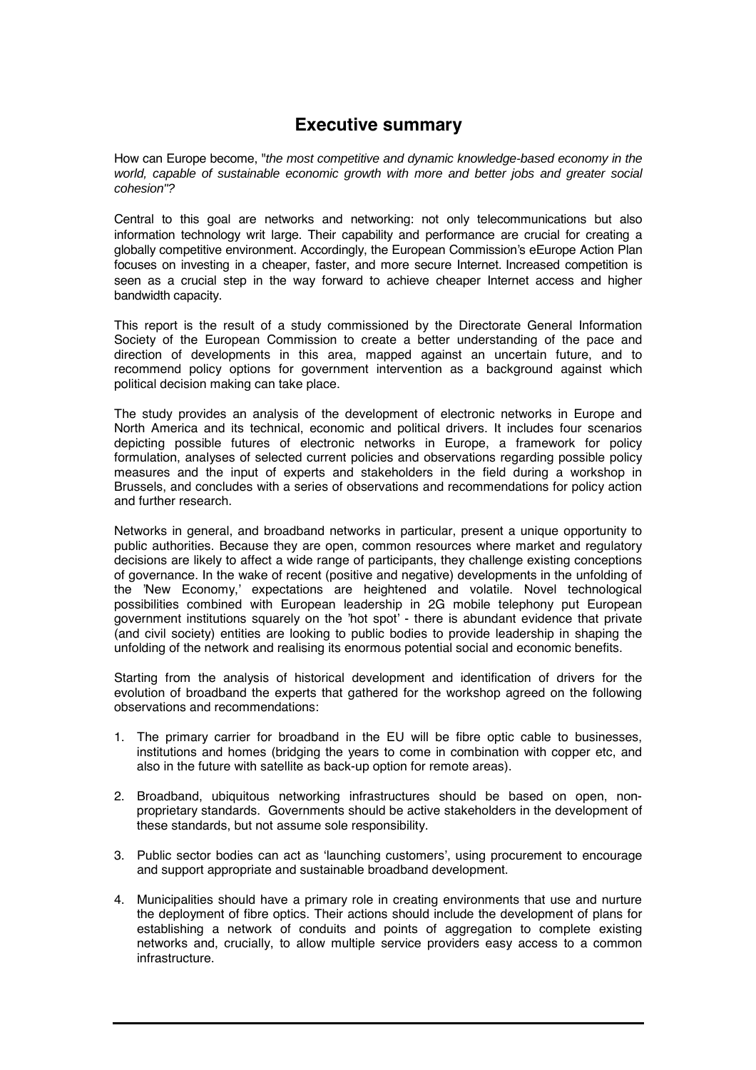# Executive summary

How can Europe become, "*the most competitive and dynamic knowledge-based economy in the world, capable of sustainable economic growth with more and better jobs and greater social cohesion"?*

Central to this goal are networks and networking: not only telecommunications but also information technology writ large. Their capability and performance are crucial for creating a globally competitive environment. Accordingly, the European Commission's eEurope Action Plan focuses on investing in a cheaper, faster, and more secure Internet. Increased competition is seen as a crucial step in the way forward to achieve cheaper Internet access and higher bandwidth capacity.

This report is the result of a study commissioned by the Directorate General Information Society of the European Commission to create a better understanding of the pace and direction of developments in this area, mapped against an uncertain future, and to recommend policy options for government intervention as a background against which political decision making can take place.

The study provides an analysis of the development of electronic networks in Europe and North America and its technical, economic and political drivers. It includes four scenarios depicting possible futures of electronic networks in Europe, a framework for policy formulation, analyses of selected current policies and observations regarding possible policy measures and the input of experts and stakeholders in the field during a workshop in Brussels, and concludes with a series of observations and recommendations for policy action and further research.

Networks in general, and broadband networks in particular, present a unique opportunity to public authorities. Because they are open, common resources where market and regulatory decisions are likely to affect a wide range of participants, they challenge existing conceptions of governance. In the wake of recent (positive and negative) developments in the unfolding of the 'New Economy,' expectations are heightened and volatile. Novel technological possibilities combined with European leadership in 2G mobile telephony put European government institutions squarely on the 'hot spot' - there is abundant evidence that private (and civil society) entities are looking to public bodies to provide leadership in shaping the unfolding of the network and realising its enormous potential social and economic benefits.

Starting from the analysis of historical development and identification of drivers for the evolution of broadband the experts that gathered for the workshop agreed on the following observations and recommendations:

1. The primary carrier for broadband in the EU will be fibre optic cable to businesses, institutions and homes (bridging the years to come in combination with copper etc, and also in the future with satellite as back-up option for remote areas).
2. Broadband, ubiquitous networking infrastructures should be based on open, non-proprietary standards. Governments should be active stakeholders in the development of these standards, but not assume sole responsibility.
3. Public sector bodies can act as 'launching customers', using procurement to encourage and support appropriate and sustainable broadband development.
4. Municipalities should have a primary role in creating environments that use and nurture the deployment of fibre optics. Their actions should include the development of plans for establishing a network of conduits and points of aggregation to complete existing networks and, crucially, to allow multiple service providers easy access to a common infrastructure.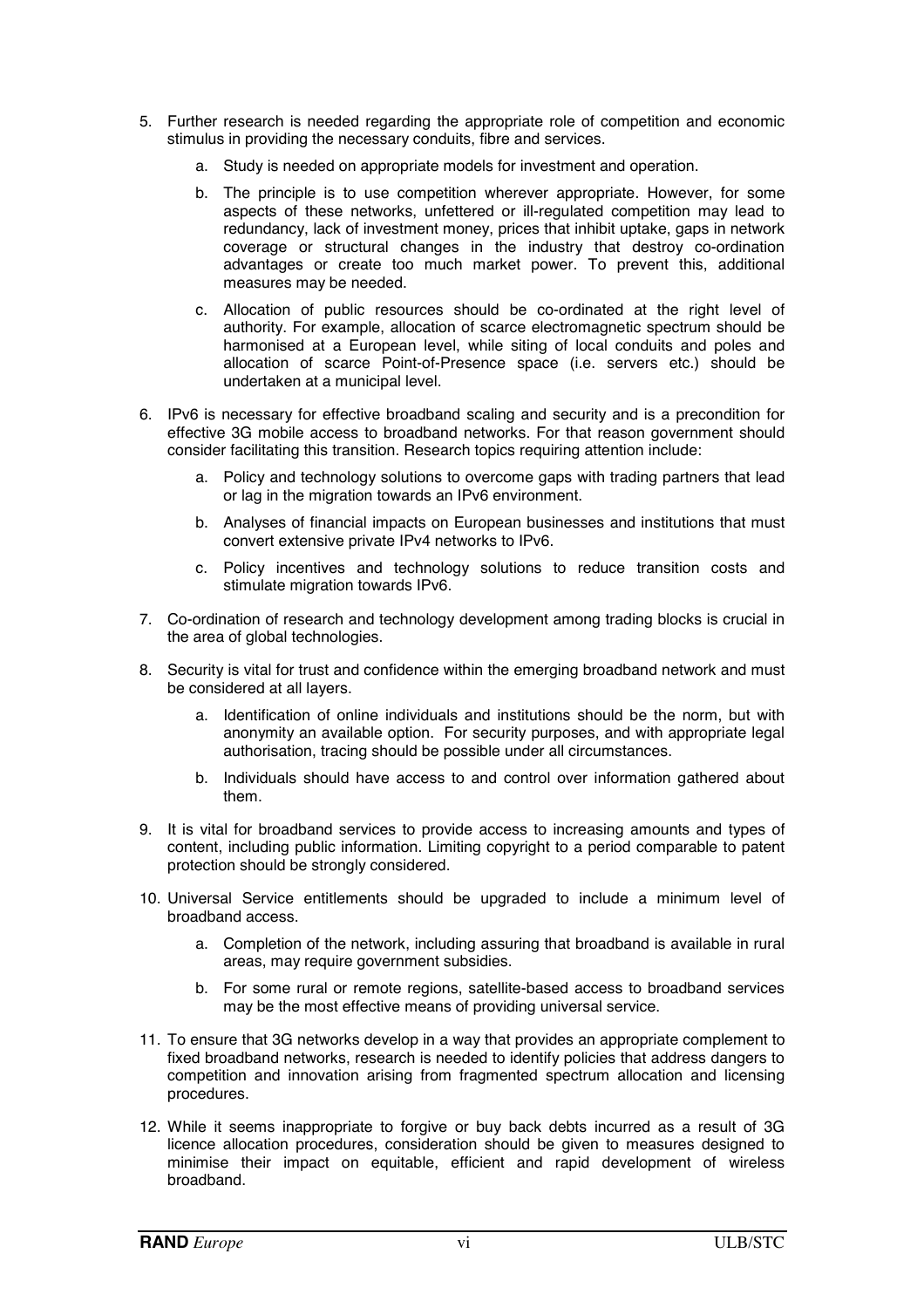5. Further research is needed regarding the appropriate role of competition and economic stimulus in providing the necessary conduits, fibre and services.

   a. Study is needed on appropriate models for investment and operation.

   b. The principle is to use competition wherever appropriate. However, for some aspects of these networks, unfettered or ill-regulated competition may lead to redundancy, lack of investment money, prices that inhibit uptake, gaps in network coverage or structural changes in the industry that destroy co-ordination advantages or create too much market power. To prevent this, additional measures may be needed.

   c. Allocation of public resources should be co-ordinated at the right level of authority. For example, allocation of scarce electromagnetic spectrum should be harmonised at a European level, while siting of local conduits and poles and allocation of scarce Point-of-Presence space (i.e. servers etc.) should be undertaken at a municipal level.

6. IPv6 is necessary for effective broadband scaling and security and is a precondition for effective 3G mobile access to broadband networks. For that reason government should consider facilitating this transition. Research topics requiring attention include:

   a. Policy and technology solutions to overcome gaps with trading partners that lead or lag in the migration towards an IPv6 environment.

   b. Analyses of financial impacts on European businesses and institutions that must convert extensive private IPv4 networks to IPv6.

   c. Policy incentives and technology solutions to reduce transition costs and stimulate migration towards IPv6.

7. Co-ordination of research and technology development among trading blocks is crucial in the area of global technologies.

8. Security is vital for trust and confidence within the emerging broadband network and must be considered at all layers.

   a. Identification of online individuals and institutions should be the norm, but with anonymity an available option. For security purposes, and with appropriate legal authorisation, tracing should be possible under all circumstances.

   b. Individuals should have access to and control over information gathered about them.

9. It is vital for broadband services to provide access to increasing amounts and types of content, including public information. Limiting copyright to a period comparable to patent protection should be strongly considered.

10. Universal Service entitlements should be upgraded to include a minimum level of broadband access.

    a. Completion of the network, including assuring that broadband is available in rural areas, may require government subsidies.

    b. For some rural or remote regions, satellite-based access to broadband services may be the most effective means of providing universal service.

11. To ensure that 3G networks develop in a way that provides an appropriate complement to fixed broadband networks, research is needed to identify policies that address dangers to competition and innovation arising from fragmented spectrum allocation and licensing procedures.

12. While it seems inappropriate to forgive or buy back debts incurred as a result of 3G licence allocation procedures, consideration should be given to measures designed to minimise their impact on equitable, efficient and rapid development of wireless broadband.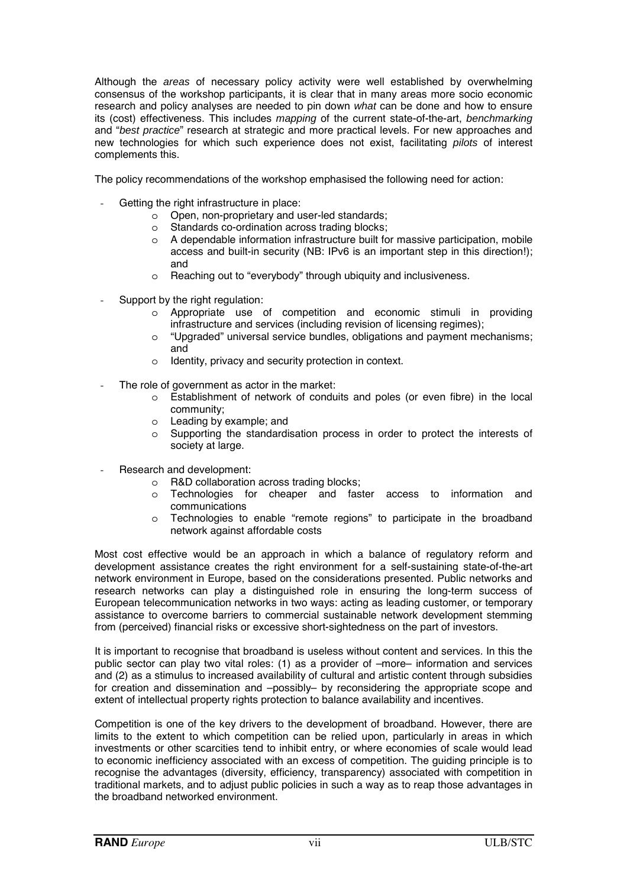Although the *areas* of necessary policy activity were well established by overwhelming consensus of the workshop participants, it is clear that in many areas more socio economic research and policy analyses are needed to pin down *what* can be done and how to ensure its (cost) effectiveness. This includes *mapping* of the current state-of-the-art, *benchmarking* and "*best practice*" research at strategic and more practical levels. For new approaches and new technologies for which such experience does not exist, facilitating *pilots* of interest complements this.

The policy recommendations of the workshop emphasised the following need for action:

- Getting the right infrastructure in place:
  - Open, non-proprietary and user-led standards;
  - Standards co-ordination across trading blocks;
  - A dependable information infrastructure built for massive participation, mobile access and built-in security (NB: IPv6 is an important step in this direction!); and
  - Reaching out to "everybody" through ubiquity and inclusiveness.
- Support by the right regulation:
  - Appropriate use of competition and economic stimuli in providing infrastructure and services (including revision of licensing regimes);
  - "Upgraded" universal service bundles, obligations and payment mechanisms; and
  - Identity, privacy and security protection in context.
- The role of government as actor in the market:
  - Establishment of network of conduits and poles (or even fibre) in the local community;
  - Leading by example; and
  - Supporting the standardisation process in order to protect the interests of society at large.
- Research and development:
  - R&D collaboration across trading blocks;
  - Technologies for cheaper and faster access to information and communications
  - Technologies to enable "remote regions" to participate in the broadband network against affordable costs

Most cost effective would be an approach in which a balance of regulatory reform and development assistance creates the right environment for a self-sustaining state-of-the-art network environment in Europe, based on the considerations presented. Public networks and research networks can play a distinguished role in ensuring the long-term success of European telecommunication networks in two ways: acting as leading customer, or temporary assistance to overcome barriers to commercial sustainable network development stemming from (perceived) financial risks or excessive short-sightedness on the part of investors.

It is important to recognise that broadband is useless without content and services. In this the public sector can play two vital roles: (1) as a provider of –more– information and services and (2) as a stimulus to increased availability of cultural and artistic content through subsidies for creation and dissemination and –possibly– by reconsidering the appropriate scope and extent of intellectual property rights protection to balance availability and incentives.

Competition is one of the key drivers to the development of broadband. However, there are limits to the extent to which competition can be relied upon, particularly in areas in which investments or other scarcities tend to inhibit entry, or where economies of scale would lead to economic inefficiency associated with an excess of competition. The guiding principle is to recognise the advantages (diversity, efficiency, transparency) associated with competition in traditional markets, and to adjust public policies in such a way as to reap those advantages in the broadband networked environment.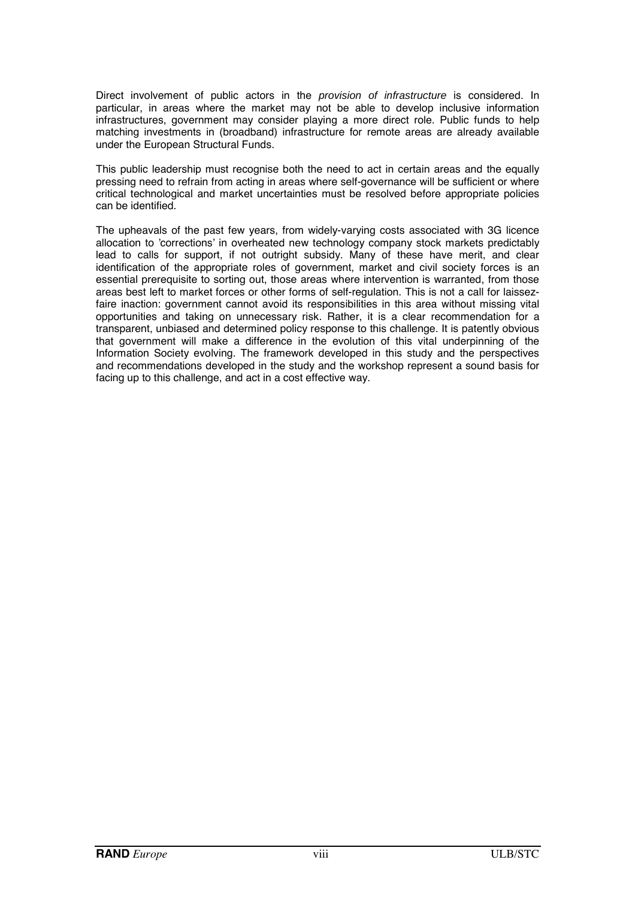Direct involvement of public actors in the *provision of infrastructure* is considered. In particular, in areas where the market may not be able to develop inclusive information infrastructures, government may consider playing a more direct role. Public funds to help matching investments in (broadband) infrastructure for remote areas are already available under the European Structural Funds.

This public leadership must recognise both the need to act in certain areas and the equally pressing need to refrain from acting in areas where self-governance will be sufficient or where critical technological and market uncertainties must be resolved before appropriate policies can be identified.

The upheavals of the past few years, from widely-varying costs associated with 3G licence allocation to 'corrections' in overheated new technology company stock markets predictably lead to calls for support, if not outright subsidy. Many of these have merit, and clear identification of the appropriate roles of government, market and civil society forces is an essential prerequisite to sorting out, those areas where intervention is warranted, from those areas best left to market forces or other forms of self-regulation. This is not a call for laissez-faire inaction: government cannot avoid its responsibilities in this area without missing vital opportunities and taking on unnecessary risk. Rather, it is a clear recommendation for a transparent, unbiased and determined policy response to this challenge. It is patently obvious that government will make a difference in the evolution of this vital underpinning of the Information Society evolving. The framework developed in this study and the perspectives and recommendations developed in the study and the workshop represent a sound basis for facing up to this challenge, and act in a cost effective way.